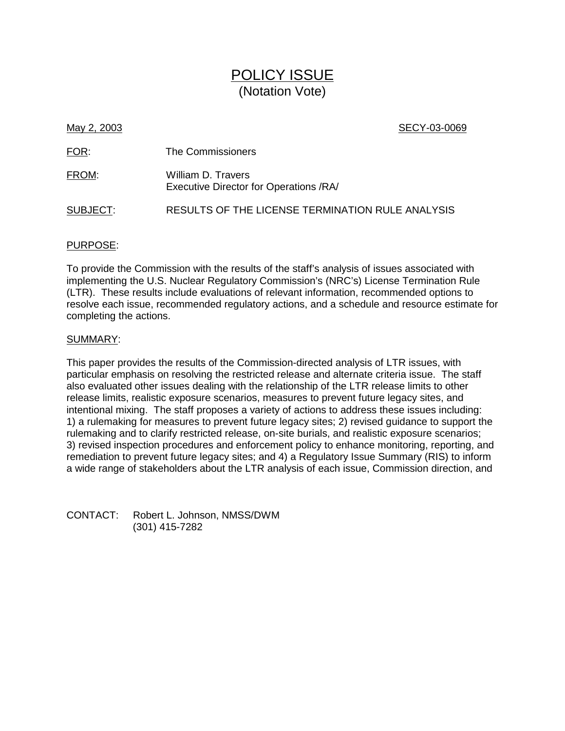# POLICY ISSUE
(Notation Vote)

May 2, 2003 SECY-03-0069

FOR: The Commissioners

FROM: William D. Travers
Executive Director for Operations /RA/

SUBJECT: RESULTS OF THE LICENSE TERMINATION RULE ANALYSIS

## PURPOSE:

To provide the Commission with the results of the staff's analysis of issues associated with implementing the U.S. Nuclear Regulatory Commission's (NRC's) License Termination Rule (LTR). These results include evaluations of relevant information, recommended options to resolve each issue, recommended regulatory actions, and a schedule and resource estimate for completing the actions.

## SUMMARY:

This paper provides the results of the Commission-directed analysis of LTR issues, with particular emphasis on resolving the restricted release and alternate criteria issue. The staff also evaluated other issues dealing with the relationship of the LTR release limits to other release limits, realistic exposure scenarios, measures to prevent future legacy sites, and intentional mixing. The staff proposes a variety of actions to address these issues including: 1) a rulemaking for measures to prevent future legacy sites; 2) revised guidance to support the rulemaking and to clarify restricted release, on-site burials, and realistic exposure scenarios; 3) revised inspection procedures and enforcement policy to enhance monitoring, reporting, and remediation to prevent future legacy sites; and 4) a Regulatory Issue Summary (RIS) to inform a wide range of stakeholders about the LTR analysis of each issue, Commission direction, and

CONTACT: Robert L. Johnson, NMSS/DWM
(301) 415-7282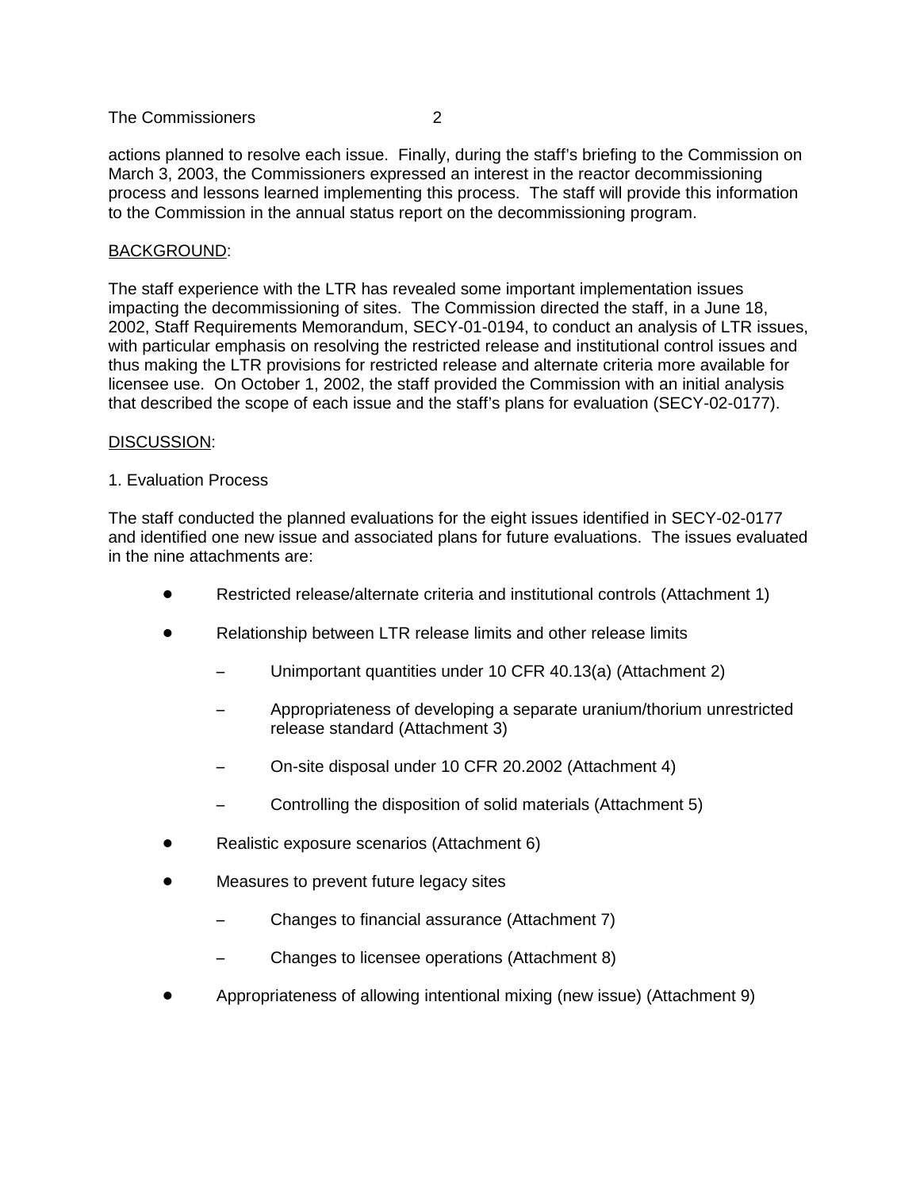actions planned to resolve each issue. Finally, during the staff's briefing to the Commission on March 3, 2003, the Commissioners expressed an interest in the reactor decommissioning process and lessons learned implementing this process. The staff will provide this information to the Commission in the annual status report on the decommissioning program.

BACKGROUND:

The staff experience with the LTR has revealed some important implementation issues impacting the decommissioning of sites. The Commission directed the staff, in a June 18, 2002, Staff Requirements Memorandum, SECY-01-0194, to conduct an analysis of LTR issues, with particular emphasis on resolving the restricted release and institutional control issues and thus making the LTR provisions for restricted release and alternate criteria more available for licensee use. On October 1, 2002, the staff provided the Commission with an initial analysis that described the scope of each issue and the staff's plans for evaluation (SECY-02-0177).

DISCUSSION:

1. Evaluation Process

The staff conducted the planned evaluations for the eight issues identified in SECY-02-0177 and identified one new issue and associated plans for future evaluations. The issues evaluated in the nine attachments are:

- Restricted release/alternate criteria and institutional controls (Attachment 1)
- Relationship between LTR release limits and other release limits
  - Unimportant quantities under 10 CFR 40.13(a) (Attachment 2)
  - Appropriateness of developing a separate uranium/thorium unrestricted release standard (Attachment 3)
  - On-site disposal under 10 CFR 20.2002 (Attachment 4)
  - Controlling the disposition of solid materials (Attachment 5)
- Realistic exposure scenarios (Attachment 6)
- Measures to prevent future legacy sites
  - Changes to financial assurance (Attachment 7)
  - Changes to licensee operations (Attachment 8)
- Appropriateness of allowing intentional mixing (new issue) (Attachment 9)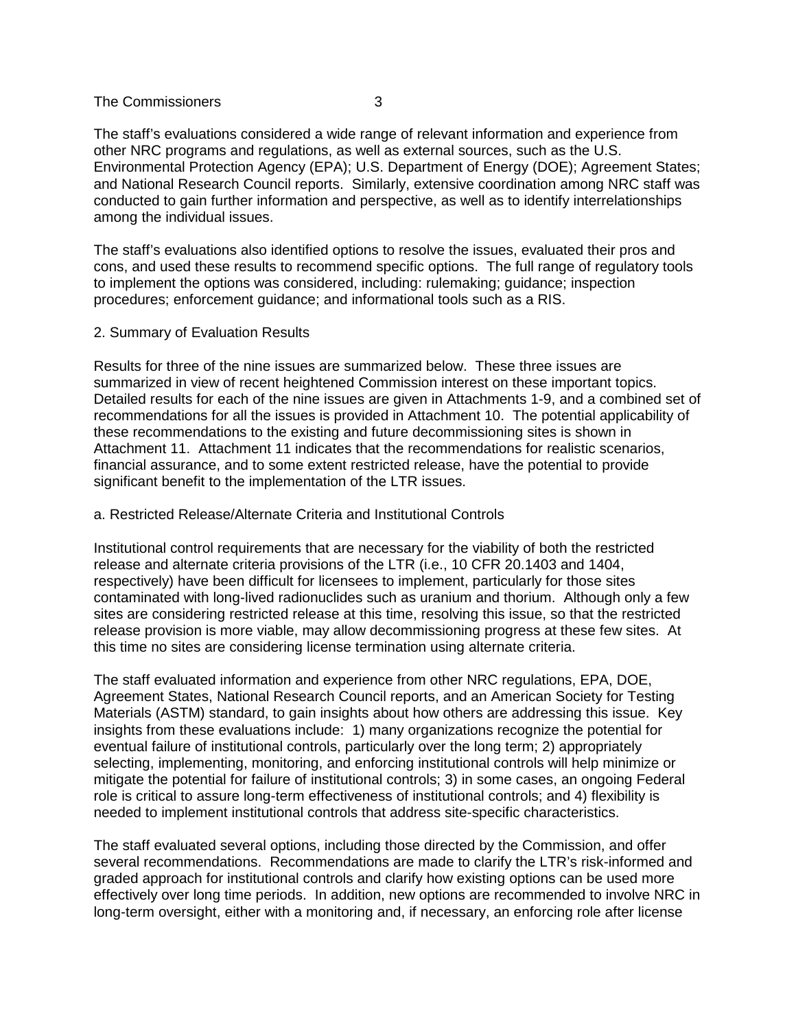The staff's evaluations considered a wide range of relevant information and experience from other NRC programs and regulations, as well as external sources, such as the U.S. Environmental Protection Agency (EPA); U.S. Department of Energy (DOE); Agreement States; and National Research Council reports. Similarly, extensive coordination among NRC staff was conducted to gain further information and perspective, as well as to identify interrelationships among the individual issues.

The staff's evaluations also identified options to resolve the issues, evaluated their pros and cons, and used these results to recommend specific options. The full range of regulatory tools to implement the options was considered, including: rulemaking; guidance; inspection procedures; enforcement guidance; and informational tools such as a RIS.

## 2. Summary of Evaluation Results

Results for three of the nine issues are summarized below. These three issues are summarized in view of recent heightened Commission interest on these important topics. Detailed results for each of the nine issues are given in Attachments 1-9, and a combined set of recommendations for all the issues is provided in Attachment 10. The potential applicability of these recommendations to the existing and future decommissioning sites is shown in Attachment 11. Attachment 11 indicates that the recommendations for realistic scenarios, financial assurance, and to some extent restricted release, have the potential to provide significant benefit to the implementation of the LTR issues.

### a. Restricted Release/Alternate Criteria and Institutional Controls

Institutional control requirements that are necessary for the viability of both the restricted release and alternate criteria provisions of the LTR (i.e., 10 CFR 20.1403 and 1404, respectively) have been difficult for licensees to implement, particularly for those sites contaminated with long-lived radionuclides such as uranium and thorium. Although only a few sites are considering restricted release at this time, resolving this issue, so that the restricted release provision is more viable, may allow decommissioning progress at these few sites. At this time no sites are considering license termination using alternate criteria.

The staff evaluated information and experience from other NRC regulations, EPA, DOE, Agreement States, National Research Council reports, and an American Society for Testing Materials (ASTM) standard, to gain insights about how others are addressing this issue. Key insights from these evaluations include: 1) many organizations recognize the potential for eventual failure of institutional controls, particularly over the long term; 2) appropriately selecting, implementing, monitoring, and enforcing institutional controls will help minimize or mitigate the potential for failure of institutional controls; 3) in some cases, an ongoing Federal role is critical to assure long-term effectiveness of institutional controls; and 4) flexibility is needed to implement institutional controls that address site-specific characteristics.

The staff evaluated several options, including those directed by the Commission, and offer several recommendations. Recommendations are made to clarify the LTR's risk-informed and graded approach for institutional controls and clarify how existing options can be used more effectively over long time periods. In addition, new options are recommended to involve NRC in long-term oversight, either with a monitoring and, if necessary, an enforcing role after license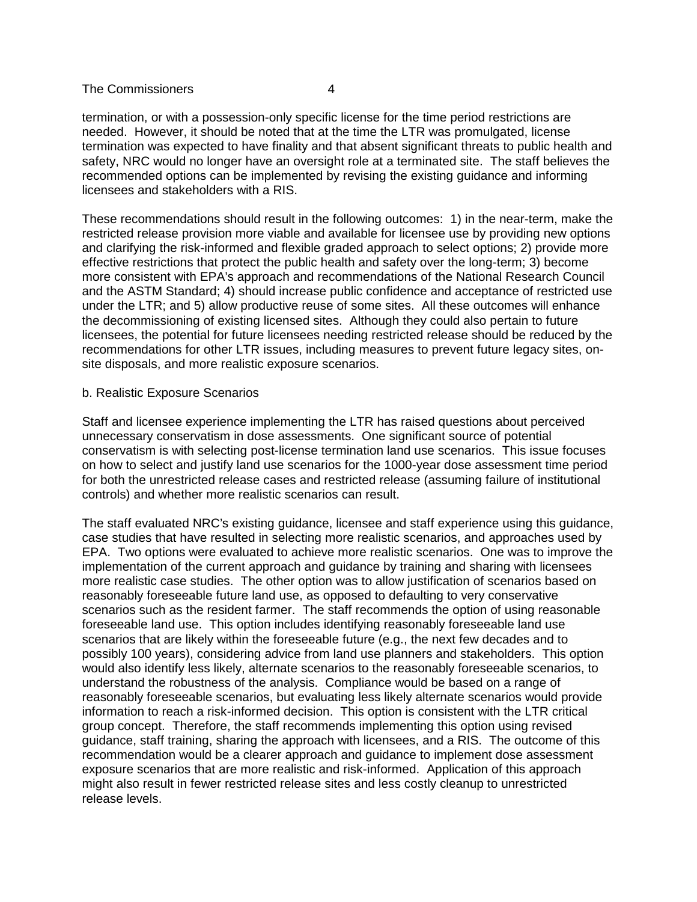termination, or with a possession-only specific license for the time period restrictions are needed. However, it should be noted that at the time the LTR was promulgated, license termination was expected to have finality and that absent significant threats to public health and safety, NRC would no longer have an oversight role at a terminated site. The staff believes the recommended options can be implemented by revising the existing guidance and informing licensees and stakeholders with a RIS.

These recommendations should result in the following outcomes: 1) in the near-term, make the restricted release provision more viable and available for licensee use by providing new options and clarifying the risk-informed and flexible graded approach to select options; 2) provide more effective restrictions that protect the public health and safety over the long-term; 3) become more consistent with EPA's approach and recommendations of the National Research Council and the ASTM Standard; 4) should increase public confidence and acceptance of restricted use under the LTR; and 5) allow productive reuse of some sites. All these outcomes will enhance the decommissioning of existing licensed sites. Although they could also pertain to future licensees, the potential for future licensees needing restricted release should be reduced by the recommendations for other LTR issues, including measures to prevent future legacy sites, on-site disposals, and more realistic exposure scenarios.

b. Realistic Exposure Scenarios

Staff and licensee experience implementing the LTR has raised questions about perceived unnecessary conservatism in dose assessments. One significant source of potential conservatism is with selecting post-license termination land use scenarios. This issue focuses on how to select and justify land use scenarios for the 1000-year dose assessment time period for both the unrestricted release cases and restricted release (assuming failure of institutional controls) and whether more realistic scenarios can result.

The staff evaluated NRC's existing guidance, licensee and staff experience using this guidance, case studies that have resulted in selecting more realistic scenarios, and approaches used by EPA. Two options were evaluated to achieve more realistic scenarios. One was to improve the implementation of the current approach and guidance by training and sharing with licensees more realistic case studies. The other option was to allow justification of scenarios based on reasonably foreseeable future land use, as opposed to defaulting to very conservative scenarios such as the resident farmer. The staff recommends the option of using reasonable foreseeable land use. This option includes identifying reasonably foreseeable land use scenarios that are likely within the foreseeable future (e.g., the next few decades and to possibly 100 years), considering advice from land use planners and stakeholders. This option would also identify less likely, alternate scenarios to the reasonably foreseeable scenarios, to understand the robustness of the analysis. Compliance would be based on a range of reasonably foreseeable scenarios, but evaluating less likely alternate scenarios would provide information to reach a risk-informed decision. This option is consistent with the LTR critical group concept. Therefore, the staff recommends implementing this option using revised guidance, staff training, sharing the approach with licensees, and a RIS. The outcome of this recommendation would be a clearer approach and guidance to implement dose assessment exposure scenarios that are more realistic and risk-informed. Application of this approach might also result in fewer restricted release sites and less costly cleanup to unrestricted release levels.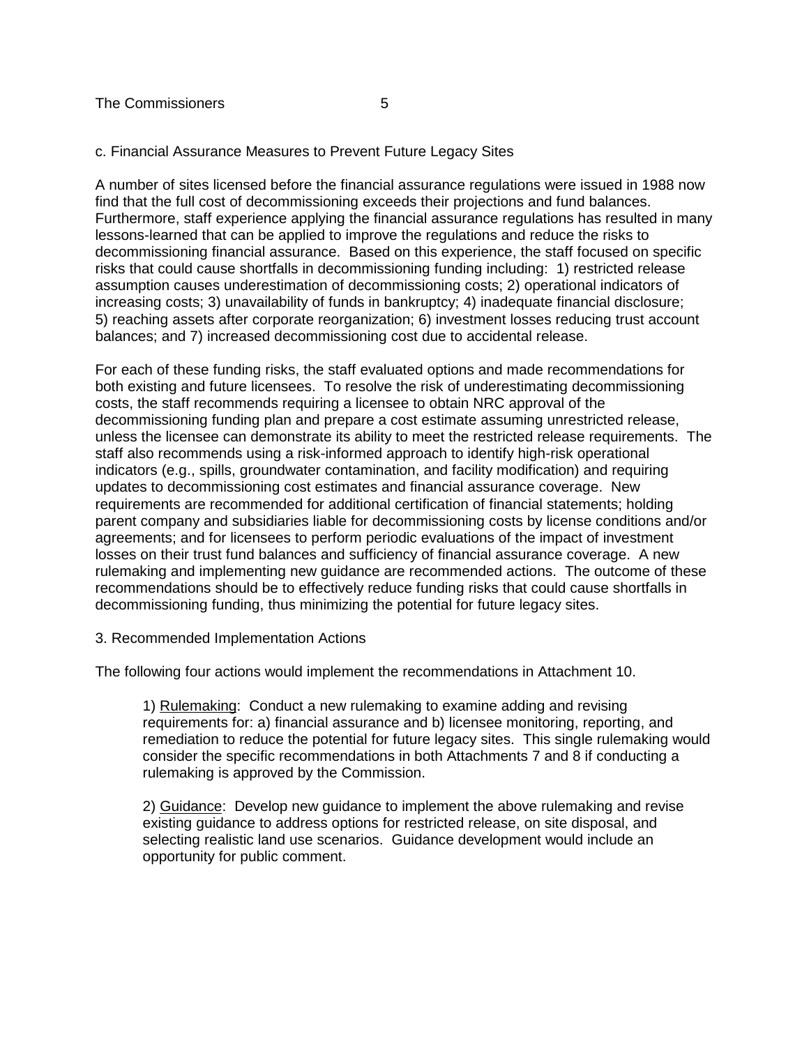c. Financial Assurance Measures to Prevent Future Legacy Sites

A number of sites licensed before the financial assurance regulations were issued in 1988 now find that the full cost of decommissioning exceeds their projections and fund balances. Furthermore, staff experience applying the financial assurance regulations has resulted in many lessons-learned that can be applied to improve the regulations and reduce the risks to decommissioning financial assurance. Based on this experience, the staff focused on specific risks that could cause shortfalls in decommissioning funding including: 1) restricted release assumption causes underestimation of decommissioning costs; 2) operational indicators of increasing costs; 3) unavailability of funds in bankruptcy; 4) inadequate financial disclosure; 5) reaching assets after corporate reorganization; 6) investment losses reducing trust account balances; and 7) increased decommissioning cost due to accidental release.

For each of these funding risks, the staff evaluated options and made recommendations for both existing and future licensees. To resolve the risk of underestimating decommissioning costs, the staff recommends requiring a licensee to obtain NRC approval of the decommissioning funding plan and prepare a cost estimate assuming unrestricted release, unless the licensee can demonstrate its ability to meet the restricted release requirements. The staff also recommends using a risk-informed approach to identify high-risk operational indicators (e.g., spills, groundwater contamination, and facility modification) and requiring updates to decommissioning cost estimates and financial assurance coverage. New requirements are recommended for additional certification of financial statements; holding parent company and subsidiaries liable for decommissioning costs by license conditions and/or agreements; and for licensees to perform periodic evaluations of the impact of investment losses on their trust fund balances and sufficiency of financial assurance coverage. A new rulemaking and implementing new guidance are recommended actions. The outcome of these recommendations should be to effectively reduce funding risks that could cause shortfalls in decommissioning funding, thus minimizing the potential for future legacy sites.

3. Recommended Implementation Actions

The following four actions would implement the recommendations in Attachment 10.

1) Rulemaking: Conduct a new rulemaking to examine adding and revising requirements for: a) financial assurance and b) licensee monitoring, reporting, and remediation to reduce the potential for future legacy sites. This single rulemaking would consider the specific recommendations in both Attachments 7 and 8 if conducting a rulemaking is approved by the Commission.

2) Guidance: Develop new guidance to implement the above rulemaking and revise existing guidance to address options for restricted release, on site disposal, and selecting realistic land use scenarios. Guidance development would include an opportunity for public comment.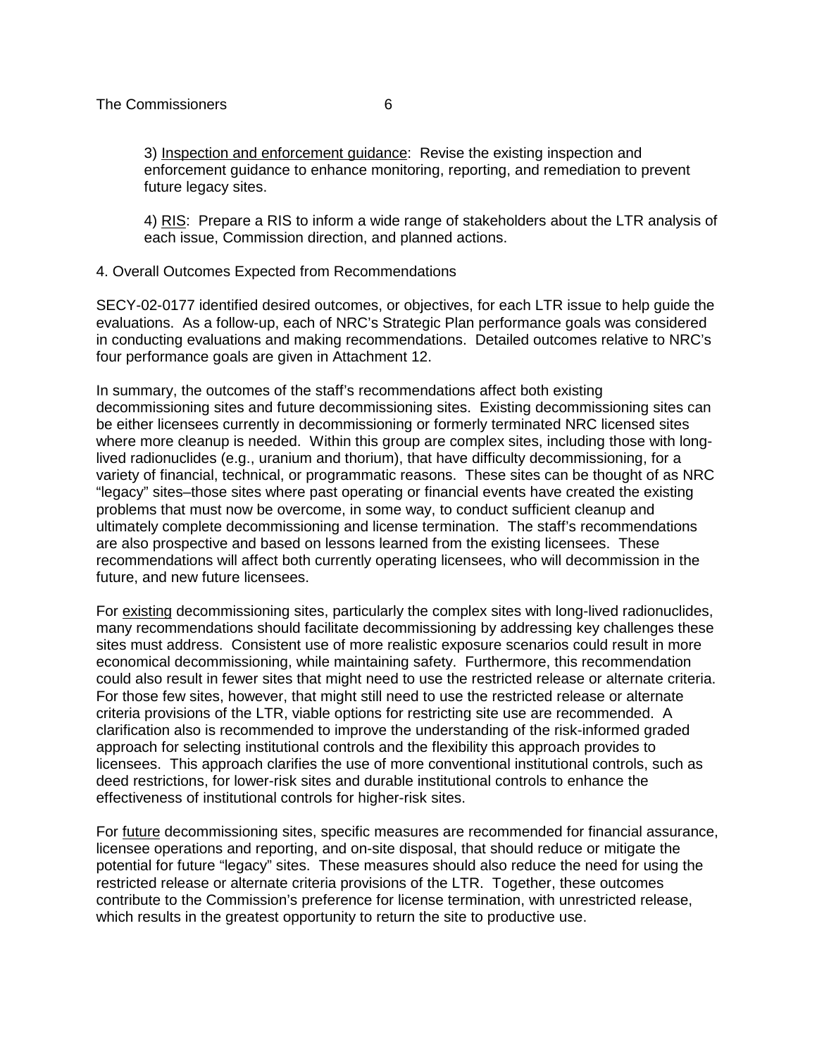3) Inspection and enforcement guidance: Revise the existing inspection and enforcement guidance to enhance monitoring, reporting, and remediation to prevent future legacy sites.

4) RIS: Prepare a RIS to inform a wide range of stakeholders about the LTR analysis of each issue, Commission direction, and planned actions.

4. Overall Outcomes Expected from Recommendations

SECY-02-0177 identified desired outcomes, or objectives, for each LTR issue to help guide the evaluations. As a follow-up, each of NRC's Strategic Plan performance goals was considered in conducting evaluations and making recommendations. Detailed outcomes relative to NRC's four performance goals are given in Attachment 12.

In summary, the outcomes of the staff's recommendations affect both existing decommissioning sites and future decommissioning sites. Existing decommissioning sites can be either licensees currently in decommissioning or formerly terminated NRC licensed sites where more cleanup is needed. Within this group are complex sites, including those with long-lived radionuclides (e.g., uranium and thorium), that have difficulty decommissioning, for a variety of financial, technical, or programmatic reasons. These sites can be thought of as NRC "legacy" sites–those sites where past operating or financial events have created the existing problems that must now be overcome, in some way, to conduct sufficient cleanup and ultimately complete decommissioning and license termination. The staff's recommendations are also prospective and based on lessons learned from the existing licensees. These recommendations will affect both currently operating licensees, who will decommission in the future, and new future licensees.

For existing decommissioning sites, particularly the complex sites with long-lived radionuclides, many recommendations should facilitate decommissioning by addressing key challenges these sites must address. Consistent use of more realistic exposure scenarios could result in more economical decommissioning, while maintaining safety. Furthermore, this recommendation could also result in fewer sites that might need to use the restricted release or alternate criteria. For those few sites, however, that might still need to use the restricted release or alternate criteria provisions of the LTR, viable options for restricting site use are recommended. A clarification also is recommended to improve the understanding of the risk-informed graded approach for selecting institutional controls and the flexibility this approach provides to licensees. This approach clarifies the use of more conventional institutional controls, such as deed restrictions, for lower-risk sites and durable institutional controls to enhance the effectiveness of institutional controls for higher-risk sites.

For future decommissioning sites, specific measures are recommended for financial assurance, licensee operations and reporting, and on-site disposal, that should reduce or mitigate the potential for future "legacy" sites. These measures should also reduce the need for using the restricted release or alternate criteria provisions of the LTR. Together, these outcomes contribute to the Commission's preference for license termination, with unrestricted release, which results in the greatest opportunity to return the site to productive use.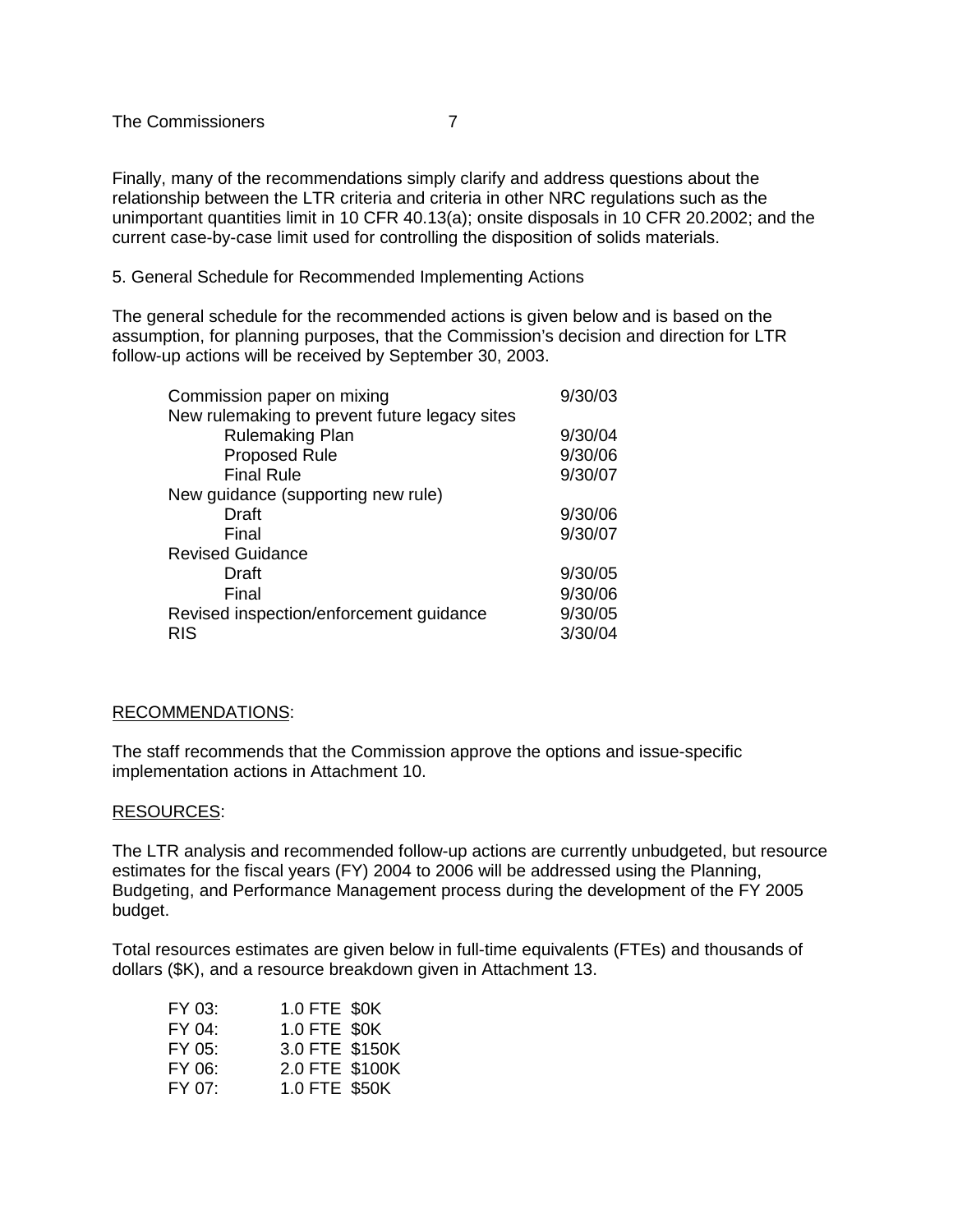Finally, many of the recommendations simply clarify and address questions about the relationship between the LTR criteria and criteria in other NRC regulations such as the unimportant quantities limit in 10 CFR 40.13(a); onsite disposals in 10 CFR 20.2002; and the current case-by-case limit used for controlling the disposition of solids materials.

5. General Schedule for Recommended Implementing Actions

The general schedule for the recommended actions is given below and is based on the assumption, for planning purposes, that the Commission's decision and direction for LTR follow-up actions will be received by September 30, 2003.

| Action | Date |
|---|---|
| Commission paper on mixing | 9/30/03 |
| New rulemaking to prevent future legacy sites | |
| Rulemaking Plan | 9/30/04 |
| Proposed Rule | 9/30/06 |
| Final Rule | 9/30/07 |
| New guidance (supporting new rule) | |
| Draft | 9/30/06 |
| Final | 9/30/07 |
| Revised Guidance | |
| Draft | 9/30/05 |
| Final | 9/30/06 |
| Revised inspection/enforcement guidance | 9/30/05 |
| RIS | 3/30/04 |

RECOMMENDATIONS:

The staff recommends that the Commission approve the options and issue-specific implementation actions in Attachment 10.

RESOURCES:

The LTR analysis and recommended follow-up actions are currently unbudgeted, but resource estimates for the fiscal years (FY) 2004 to 2006 will be addressed using the Planning, Budgeting, and Performance Management process during the development of the FY 2005 budget.

Total resources estimates are given below in full-time equivalents (FTEs) and thousands of dollars ($K), and a resource breakdown given in Attachment 13.

| Fiscal Year | FTE | $K |
|---|---|---|
| FY 03: | 1.0 FTE | $0K |
| FY 04: | 1.0 FTE | $0K |
| FY 05: | 3.0 FTE | $150K |
| FY 06: | 2.0 FTE | $100K |
| FY 07: | 1.0 FTE | $50K |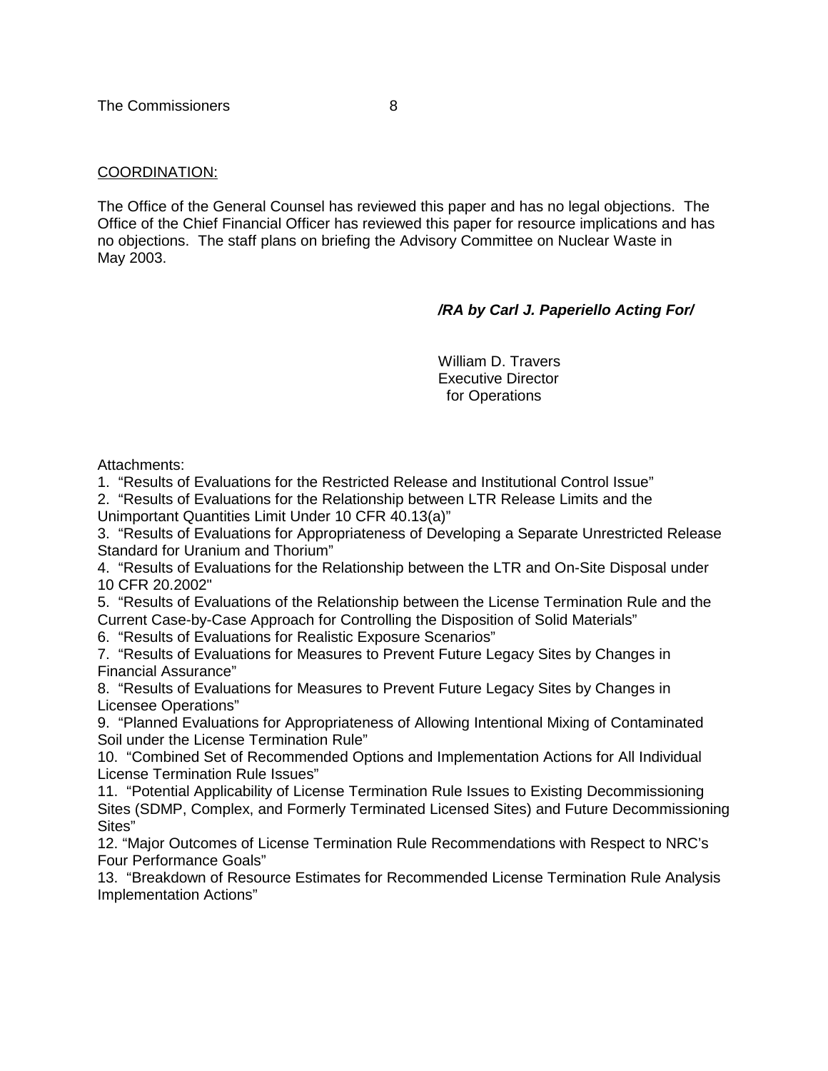COORDINATION:

The Office of the General Counsel has reviewed this paper and has no legal objections. The Office of the Chief Financial Officer has reviewed this paper for resource implications and has no objections. The staff plans on briefing the Advisory Committee on Nuclear Waste in May 2003.

***/RA by Carl J. Paperiello Acting For/***

William D. Travers
Executive Director
for Operations

Attachments:
1. "Results of Evaluations for the Restricted Release and Institutional Control Issue"
2. "Results of Evaluations for the Relationship between LTR Release Limits and the Unimportant Quantities Limit Under 10 CFR 40.13(a)"
3. "Results of Evaluations for Appropriateness of Developing a Separate Unrestricted Release Standard for Uranium and Thorium"
4. "Results of Evaluations for the Relationship between the LTR and On-Site Disposal under 10 CFR 20.2002"
5. "Results of Evaluations of the Relationship between the License Termination Rule and the Current Case-by-Case Approach for Controlling the Disposition of Solid Materials"
6. "Results of Evaluations for Realistic Exposure Scenarios"
7. "Results of Evaluations for Measures to Prevent Future Legacy Sites by Changes in Financial Assurance"
8. "Results of Evaluations for Measures to Prevent Future Legacy Sites by Changes in Licensee Operations"
9. "Planned Evaluations for Appropriateness of Allowing Intentional Mixing of Contaminated Soil under the License Termination Rule"
10. "Combined Set of Recommended Options and Implementation Actions for All Individual License Termination Rule Issues"
11. "Potential Applicability of License Termination Rule Issues to Existing Decommissioning Sites (SDMP, Complex, and Formerly Terminated Licensed Sites) and Future Decommissioning Sites"
12. "Major Outcomes of License Termination Rule Recommendations with Respect to NRC's Four Performance Goals"
13. "Breakdown of Resource Estimates for Recommended License Termination Rule Analysis Implementation Actions"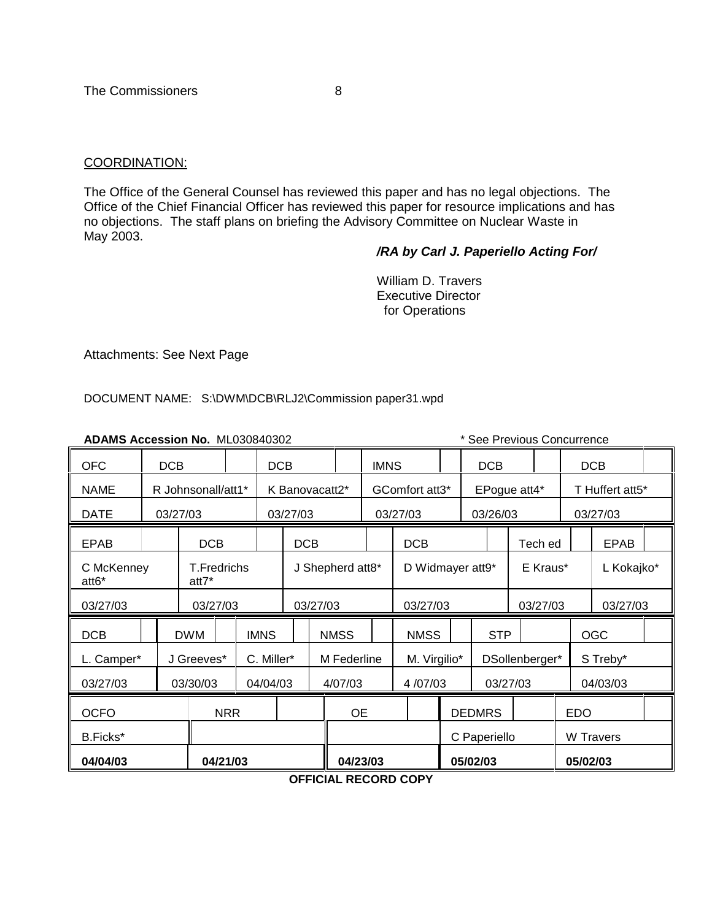The Commissioners 8

COORDINATION:

The Office of the General Counsel has reviewed this paper and has no legal objections. The Office of the Chief Financial Officer has reviewed this paper for resource implications and has no objections. The staff plans on briefing the Advisory Committee on Nuclear Waste in May 2003.

***/RA by Carl J. Paperiello Acting For/***

William D. Travers
Executive Director
for Operations

Attachments: See Next Page

DOCUMENT NAME: S:\DWM\DCB\RLJ2\Commission paper31.wpd

**ADAMS Accession No.** ML030840302 * See Previous Concurrence

| OFC | DCB | DCB | IMNS | DCB | DCB |
|---|---|---|---|---|---|
| NAME | R Johnsonall/att1* | K Banovacatt2* | GComfort att3* | EPogue att4* | T Huffert att5* |
| DATE | 03/27/03 | 03/27/03 | 03/27/03 | 03/26/03 | 03/27/03 |

| EPAB | DCB | DCB | DCB | Tech ed | EPAB |
|---|---|---|---|---|---|
| C McKenney att6* | T.Fredrichs att7* | J Shepherd att8* | D Widmayer att9* | E Kraus* | L Kokajko* |
| 03/27/03 | 03/27/03 | 03/27/03 | 03/27/03 | 03/27/03 | 03/27/03 |

| DCB | DWM | IMNS | NMSS | NMSS | STP | OGC |
|---|---|---|---|---|---|---|
| L. Camper* | J Greeves* | C. Miller* | M Federline | M. Virgilio* | DSollenberger* | S Treby* |
| 03/27/03 | 03/30/03 | 04/04/03 | 4/07/03 | 4 /07/03 | 03/27/03 | 04/03/03 |

| OCFO | NRR | OE | DEDMRS | EDO |
|---|---|---|---|---|
| B.Ficks* | | | C Paperiello | W Travers |
| **04/04/03** | **04/21/03** | **04/23/03** | **05/02/03** | **05/02/03** |

**OFFICIAL RECORD COPY**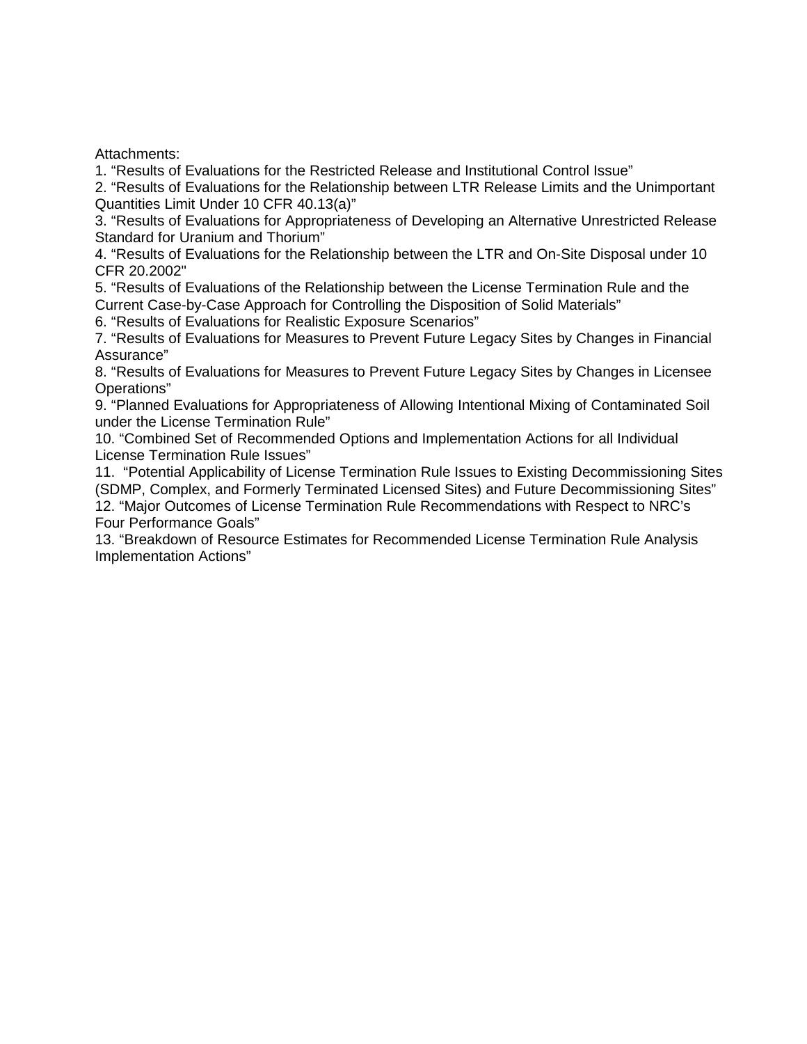Attachments:

1. “Results of Evaluations for the Restricted Release and Institutional Control Issue”
2. “Results of Evaluations for the Relationship between LTR Release Limits and the Unimportant Quantities Limit Under 10 CFR 40.13(a)”
3. “Results of Evaluations for Appropriateness of Developing an Alternative Unrestricted Release Standard for Uranium and Thorium”
4. “Results of Evaluations for the Relationship between the LTR and On-Site Disposal under 10 CFR 20.2002"
5. “Results of Evaluations of the Relationship between the License Termination Rule and the Current Case-by-Case Approach for Controlling the Disposition of Solid Materials”
6. “Results of Evaluations for Realistic Exposure Scenarios”
7. “Results of Evaluations for Measures to Prevent Future Legacy Sites by Changes in Financial Assurance”
8. “Results of Evaluations for Measures to Prevent Future Legacy Sites by Changes in Licensee Operations”
9. “Planned Evaluations for Appropriateness of Allowing Intentional Mixing of Contaminated Soil under the License Termination Rule”
10. “Combined Set of Recommended Options and Implementation Actions for all Individual License Termination Rule Issues”
11. “Potential Applicability of License Termination Rule Issues to Existing Decommissioning Sites (SDMP, Complex, and Formerly Terminated Licensed Sites) and Future Decommissioning Sites”
12. “Major Outcomes of License Termination Rule Recommendations with Respect to NRC’s Four Performance Goals”
13. “Breakdown of Resource Estimates for Recommended License Termination Rule Analysis Implementation Actions”